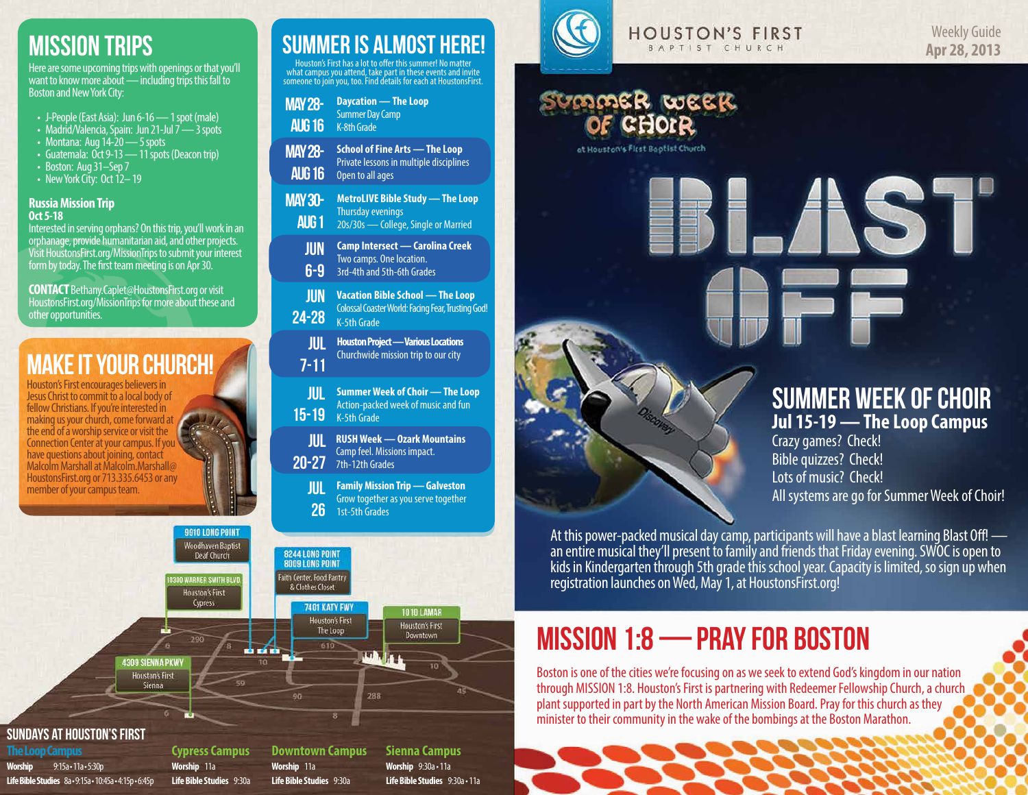# HOUSTON'S FIRST BAPTIST CHURCH

Weekly Guide
Apr 28, 2013

## MISSION TRIPS

Here are some upcoming trips with openings or that you'll want to know more about — including trips this fall to Boston and New York City:

- J-People (East Asia): Jun 6-16 — 1 spot (male)
- Madrid/Valencia, Spain: Jun 21-Jul 7 — 3 spots
- Montana: Aug 14-20 — 5 spots
- Guatemala: Oct 9-13 — 11 spots (Deacon trip)
- Boston: Aug 31–Sep 7
- New York City: Oct 12– 19

### Russia Mission Trip

**Oct 5-18**

Interested in serving orphans? On this trip, you'll work in an orphanage, provide humanitarian aid, and other projects. Visit HoustonsFirst.org/MissionTrips to submit your interest form by today. The first team meeting is on Apr 30.

**CONTACT** Bethany.Caplet@HoustonsFirst.org or visit HoustonsFirst.org/MissionTrips for more about these and other opportunities.

## MAKE IT YOUR CHURCH!

Houston's First encourages believers in Jesus Christ to commit to a local body of fellow Christians. If you're interested in making us your church, come forward at the end of a worship service or visit the Connection Center at your campus. If you have questions about joining, contact Malcolm Marshall at Malcolm.Marshall@HoustonsFirst.org or 713.335.6453 or any member of your campus team.

## SUMMER IS ALMOST HERE!

Houston's First has a lot to offer this summer! No matter what campus you attend, take part in these events and invite someone to join you, too. Find details for each at HoustonsFirst.org.

| Dates | Event |
|---|---|
| MAY 28- AUG 16 | **Daycation — The Loop** Summer Day Camp K-8th Grade |
| MAY 28- AUG 16 | **School of Fine Arts — The Loop** Private lessons in multiple disciplines Open to all ages |
| MAY 30- AUG 1 | **MetroLIVE Bible Study — The Loop** Thursday evenings 20s/30s — College, Single or Married |
| JUN 6-9 | **Camp Intersect — Carolina Creek** Two camps. One location. 3rd-4th and 5th-6th Grades |
| JUN 24-28 | **Vacation Bible School — The Loop** Colossal Coaster World: Facing Fear, Trusting God! K-5th Grade |
| JUL 7-11 | **Houston Project — Various Locations** Churchwide mission trip to our city |
| JUL 15-19 | **Summer Week of Choir — The Loop** Action-packed week of music and fun K-5th Grade |
| JUL 20-27 | **RUSH Week — Ozark Mountains** Camp feel. Missions impact. 7th-12th Grades |
| JUL 26 | **Family Mission Trip — Galveston** Grow together as you serve together 1st-5th Grades |

## Summer Week of Choir at Houston's First Baptist Church

# BLAST OFF

## SUMMER WEEK OF CHOIR

### Jul 15-19 — The Loop Campus

Crazy games? Check!
Bible quizzes? Check!
Lots of music? Check!
All systems are go for Summer Week of Choir!

At this power-packed musical day camp, participants will have a blast learning Blast Off! — an entire musical they'll present to family and friends that Friday evening. SWOC is open to kids in Kindergarten through 5th grade this school year. Capacity is limited, so sign up when registration launches on Wed, May 1, at HoustonsFirst.org!

## MISSION 1:8 — PRAY FOR BOSTON

Boston is one of the cities we're focusing on as we seek to extend God's kingdom in our nation through MISSION 1:8. Houston's First is partnering with Redeemer Fellowship Church, a church plant supported in part by the North American Mission Board. Pray for this church as they minister to their community in the wake of the bombings at the Boston Marathon.

**9910 LONG POINT** — Woodhaven Baptist Deaf Church

**10300 WARNER SMITH BLVD.** — Houston's First Cypress

**8244 LONG POINT / 8009 LONG POINT** — Faith Center, Food Pantry & Clothes Closet

**7401 KATY FWY** — Houston's First The Loop

**1010 LAMAR** — Houston's First Downtown

**4309 SIENNA PKWY** — Houston's First Sienna

## SUNDAYS AT HOUSTON'S FIRST

**The Loop Campus**
**Worship** 9:15a • 11a • 5:30p
**Life Bible Studies** 8a • 9:15a • 10:45a • 4:15p • 6:45p

**Cypress Campus**
**Worship** 11a
**Life Bible Studies** 9:30a

**Downtown Campus**
**Worship** 11a
**Life Bible Studies** 9:30a

**Sienna Campus**
**Worship** 9:30a • 11a
**Life Bible Studies** 9:30a • 11a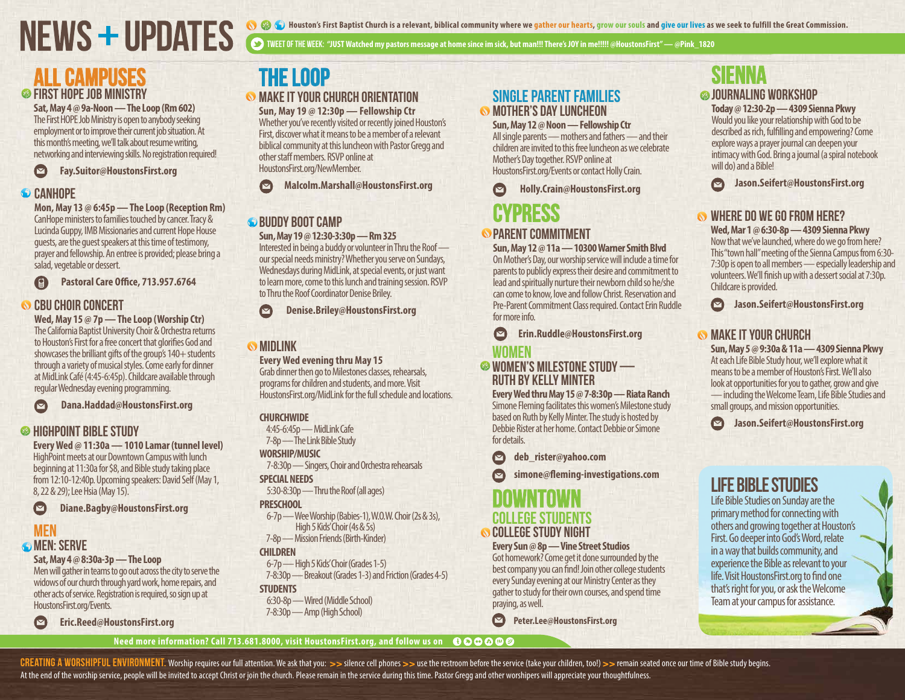# NEWS + UPDATES

Houston's First Baptist Church is a relevant, biblical community where we gather our hearts, grow our souls and give our lives as we seek to fulfill the Great Commission.

TWEET OF THE WEEK: "JUST Watched my pastors message at home since im sick, but man!!! There's JOY in me!!!!! @HoustonsFirst" — @Pink_1820

## ALL CAMPUSES

### FIRST HOPE JOB MINISTRY

**Sat, May 4 @ 9a-Noon — The Loop (Rm 602)**
The First HOPE Job Ministry is open to anybody seeking employment or to improve their current job situation. At this month's meeting, we'll talk about resume writing, networking and interviewing skills. No registration required!

Fay.Suitor@HoustonsFirst.org

### CANHOPE

**Mon, May 13 @ 6:45p — The Loop (Reception Rm)**
CanHope ministers to families touched by cancer. Tracy & Lucinda Guppy, IMB Missionaries and current Hope House guests, are the guest speakers at this time of testimony, prayer and fellowship. An entree is provided; please bring a salad, vegetable or dessert.

Pastoral Care Office, 713.957.6764

### CBU CHOIR CONCERT

**Wed, May 15 @ 7p — The Loop (Worship Ctr)**
The California Baptist University Choir & Orchestra returns to Houston's First for a free concert that glorifies God and showcases the brilliant gifts of the group's 140+ students through a variety of musical styles. Come early for dinner at MidLink Café (4:45-6:45p). Childcare available through regular Wednesday evening programming.

Dana.Haddad@HoustonsFirst.org

### HIGHPOINT BIBLE STUDY

**Every Wed @ 11:30a — 1010 Lamar (tunnel level)**
HighPoint meets at our Downtown Campus with lunch beginning at 11:30a for $8, and Bible study taking place from 12:10-12:40p. Upcoming speakers: David Self (May 1, 8, 22 & 29); Lee Hsia (May 15).

Diane.Bagby@HoustonsFirst.org

## MEN

### MEN: SERVE

**Sat, May 4 @ 8:30a-3p — The Loop**
Men will gather in teams to go out across the city to serve the widows of our church through yard work, home repairs, and other acts of service. Registration is required, so sign up at HoustonsFirst.org/Events.

Eric.Reed@HoustonsFirst.org

## THE LOOP

### MAKE IT YOUR CHURCH ORIENTATION

**Sun, May 19 @ 12:30p — Fellowship Ctr**
Whether you've recently visited or recently joined Houston's First, discover what it means to be a member of a relevant biblical community at this luncheon with Pastor Gregg and other staff members. RSVP online at HoustonsFirst.org/NewMember.

Malcolm.Marshall@HoustonsFirst.org

### BUDDY BOOT CAMP

**Sun, May 19 @ 12:30-3:30p — Rm 325**
Interested in being a buddy or volunteer in Thru the Roof — our special needs ministry? Whether you serve on Sundays, Wednesdays during MidLink, at special events, or just want to learn more, come to this lunch and training session. RSVP to Thru the Roof Coordinator Denise Briley.

Denise.Briley@HoustonsFirst.org

### MIDLINK

**Every Wed evening thru May 15**
Grab dinner then go to Milestones classes, rehearsals, programs for children and students, and more. Visit HoustonsFirst.org/MidLink for the full schedule and locations.

**CHURCHWIDE**
4:45-6:45p — MidLink Cafe
7-8p — The Link Bible Study

**WORSHIP/MUSIC**
7-8:30p — Singers, Choir and Orchestra rehearsals

**SPECIAL NEEDS**
5:30-8:30p — Thru the Roof (all ages)

**PRESCHOOL**
6-7p — Wee Worship (Babies-1), W.O.W. Choir (2s & 3s), High 5 Kids' Choir (4s & 5s)
7-8p — Mission Friends (Birth-Kinder)

**CHILDREN**
6-7p — High 5 Kids' Choir (Grades 1-5)
7-8:30p — Breakout (Grades 1-3) and Friction (Grades 4-5)

**STUDENTS**
6:30-8p — Wired (Middle School)
7-8:30p — Amp (High School)

## SINGLE PARENT FAMILIES

### MOTHER'S DAY LUNCHEON

**Sun, May 12 @ Noon — Fellowship Ctr**
All single parents — mothers and fathers — and their children are invited to this free luncheon as we celebrate Mother's Day together. RSVP online at HoustonsFirst.org/Events or contact Holly Crain.

Holly.Crain@HoustonsFirst.org

## CYPRESS

### PARENT COMMITMENT

**Sun, May 12 @ 11a — 10300 Warner Smith Blvd**
On Mother's Day, our worship service will include a time for parents to publicly express their desire and commitment to lead and spiritually nurture their newborn child so he/she can come to know, love and follow Christ. Reservation and Pre-Parent Commitment Class required. Contact Erin Ruddle for more info.

Erin.Ruddle@HoustonsFirst.org

## WOMEN

### WOMEN'S MILESTONE STUDY — RUTH BY KELLY MINTER

**Every Wed thru May 15 @ 7-8:30p — Riata Ranch**
Simone Fleming facilitates this women's Milestone study based on Ruth by Kelly Minter. The study is hosted by Debbie Rister at her home. Contact Debbie or Simone for details.

deb_rister@yahoo.com

simone@fleming-investigations.com

## DOWNTOWN

## COLLEGE STUDENTS

### COLLEGE STUDY NIGHT

**Every Sun @ 8p — Vine Street Studios**
Got homework? Come get it done surrounded by the best company you can find! Join other college students every Sunday evening at our Ministry Center as they gather to study for their own courses, and spend time praying, as well.

Peter.Lee@HoustonsFirst.org

## SIENNA

### JOURNALING WORKSHOP

**Today @ 12:30-2p — 4309 Sienna Pkwy**
Would you like your relationship with God to be described as rich, fulfilling and empowering? Come explore ways a prayer journal can deepen your intimacy with God. Bring a journal (a spiral notebook will do) and a Bible!

Jason.Seifert@HoustonsFirst.org

### WHERE DO WE GO FROM HERE?

**Wed, Mar 1 @ 6:30-8p — 4309 Sienna Pkwy**
Now that we've launched, where do we go from here? This "town hall" meeting of the Sienna Campus from 6:30-7:30p is open to all members — especially leadership and volunteers. We'll finish up with a dessert social at 7:30p. Childcare is provided.

Jason.Seifert@HoustonsFirst.org

### MAKE IT YOUR CHURCH

**Sun, May 5 @ 9:30a & 11a — 4309 Sienna Pkwy**
At each Life Bible Study hour, we'll explore what it means to be a member of Houston's First. We'll also look at opportunities for you to gather, grow and give — including the Welcome Team, Life Bible Studies and small groups, and mission opportunities.

Jason.Seifert@HoustonsFirst.org

## LIFE BIBLE STUDIES

Life Bible Studies on Sunday are the primary method for connecting with others and growing together at Houston's First. Go deeper into God's Word, relate in a way that builds community, and experience the Bible as relevant to your life. Visit HoustonsFirst.org to find one that's right for you, or ask the Welcome Team at your campus for assistance.

**Need more information? Call 713.681.8000, visit HoustonsFirst.org, and follow us on**

**CREATING A WORSHIPFUL ENVIRONMENT.** Worship requires our full attention. We ask that you: >> silence cell phones >> use the restroom before the service (take your children, too!) >> remain seated once our time of Bible study begins. At the end of the worship service, people will be invited to accept Christ or join the church. Please remain in the service during this time. Pastor Gregg and other worshipers will appreciate your thoughtfulness.